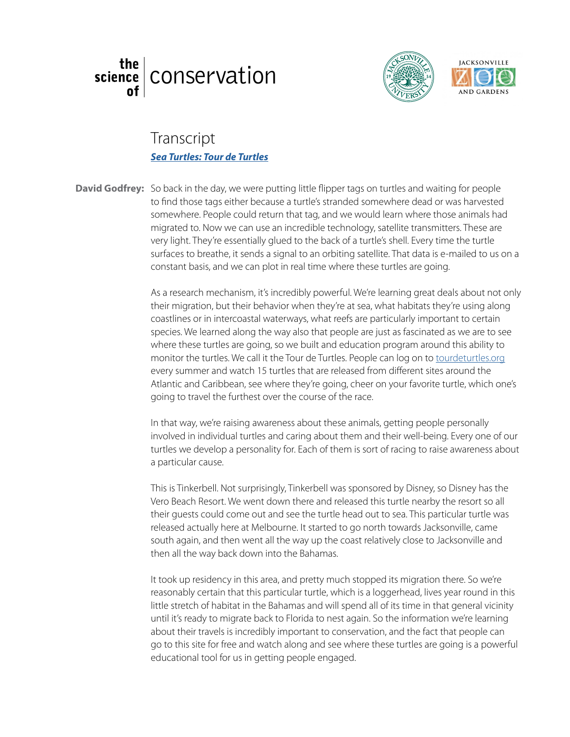# the science of conservation

## Transcript

***Sea Turtles: Tour de Turtles***

**David Godfrey:** So back in the day, we were putting little flipper tags on turtles and waiting for people to find those tags either because a turtle's stranded somewhere dead or was harvested somewhere. People could return that tag, and we would learn where those animals had migrated to. Now we can use an incredible technology, satellite transmitters. These are very light. They're essentially glued to the back of a turtle's shell. Every time the turtle surfaces to breathe, it sends a signal to an orbiting satellite. That data is e-mailed to us on a constant basis, and we can plot in real time where these turtles are going.

As a research mechanism, it's incredibly powerful. We're learning great deals about not only their migration, but their behavior when they're at sea, what habitats they're using along coastlines or in intercoastal waterways, what reefs are particularly important to certain species. We learned along the way also that people are just as fascinated as we are to see where these turtles are going, so we built and education program around this ability to monitor the turtles. We call it the Tour de Turtles. People can log on to tourdeturtles.org every summer and watch 15 turtles that are released from different sites around the Atlantic and Caribbean, see where they're going, cheer on your favorite turtle, which one's going to travel the furthest over the course of the race.

In that way, we're raising awareness about these animals, getting people personally involved in individual turtles and caring about them and their well-being. Every one of our turtles we develop a personality for. Each of them is sort of racing to raise awareness about a particular cause.

This is Tinkerbell. Not surprisingly, Tinkerbell was sponsored by Disney, so Disney has the Vero Beach Resort. We went down there and released this turtle nearby the resort so all their guests could come out and see the turtle head out to sea. This particular turtle was released actually here at Melbourne. It started to go north towards Jacksonville, came south again, and then went all the way up the coast relatively close to Jacksonville and then all the way back down into the Bahamas.

It took up residency in this area, and pretty much stopped its migration there. So we're reasonably certain that this particular turtle, which is a loggerhead, lives year round in this little stretch of habitat in the Bahamas and will spend all of its time in that general vicinity until it's ready to migrate back to Florida to nest again. So the information we're learning about their travels is incredibly important to conservation, and the fact that people can go to this site for free and watch along and see where these turtles are going is a powerful educational tool for us in getting people engaged.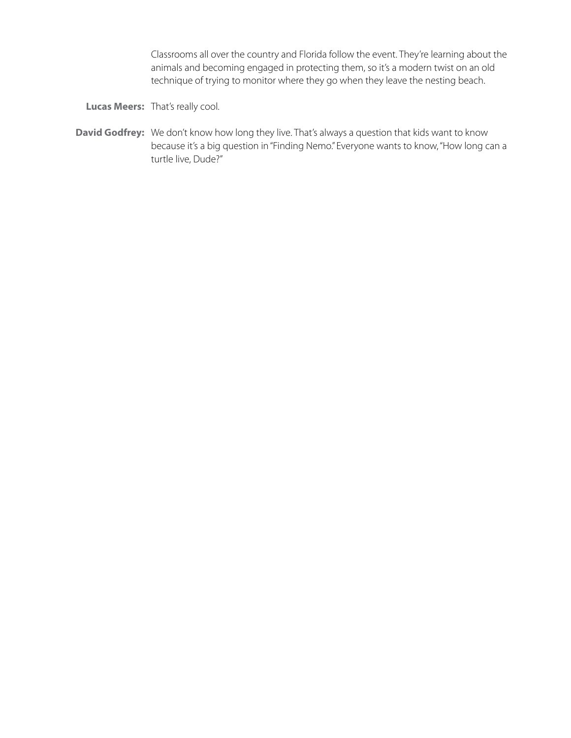Classrooms all over the country and Florida follow the event. They're learning about the animals and becoming engaged in protecting them, so it's a modern twist on an old technique of trying to monitor where they go when they leave the nesting beach.

**Lucas Meers:** That's really cool.

**David Godfrey:** We don't know how long they live. That's always a question that kids want to know because it's a big question in "Finding Nemo." Everyone wants to know, "How long can a turtle live, Dude?"